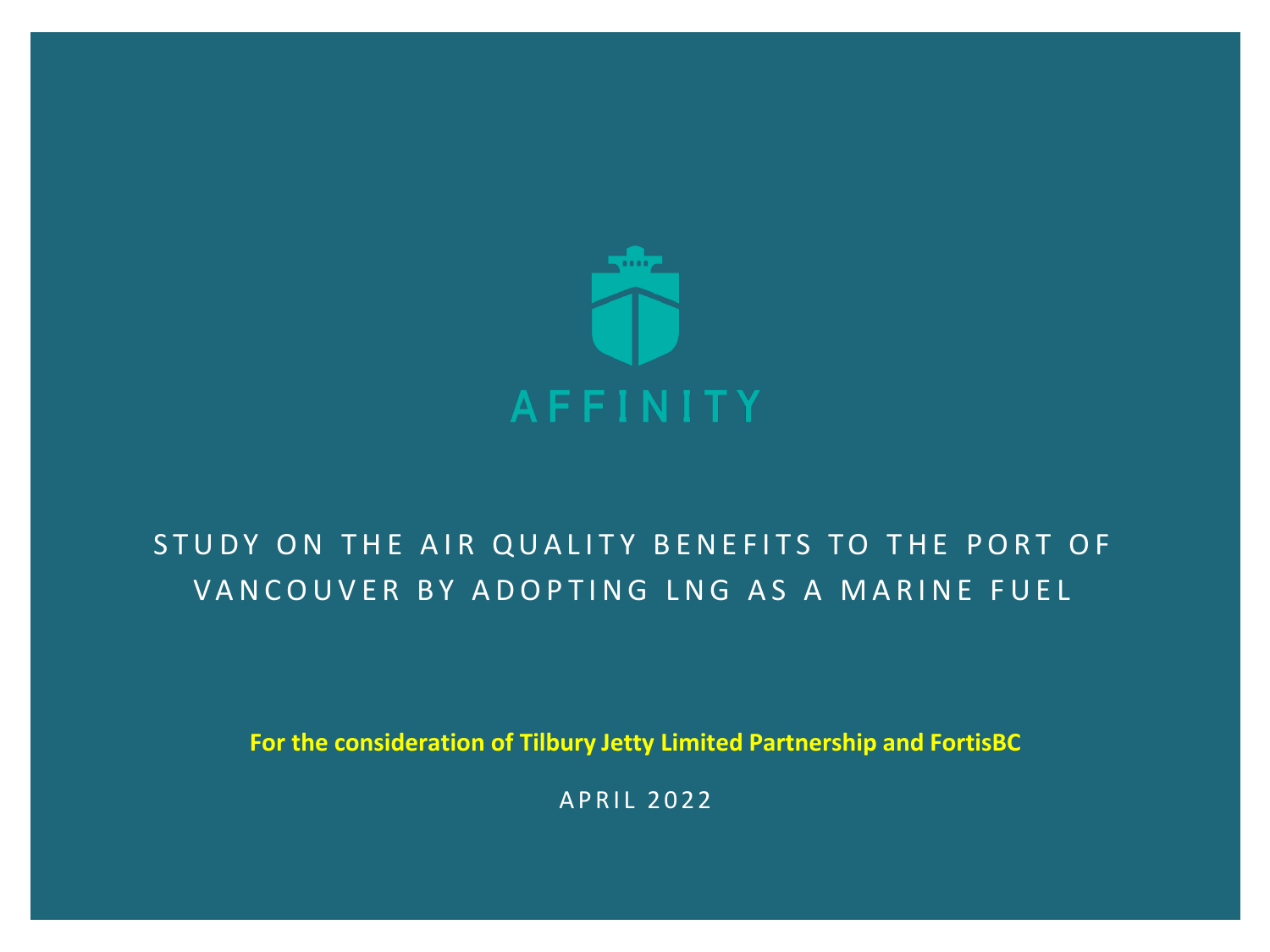AFFINITY

# STUDY ON THE AIR QUALITY BENEFITS TO THE PORT OF VANCOUVER BY ADOPTING LNG AS A MARINE FUEL

**For the consideration of Tilbury Jetty Limited Partnership and FortisBC**

APRIL 2022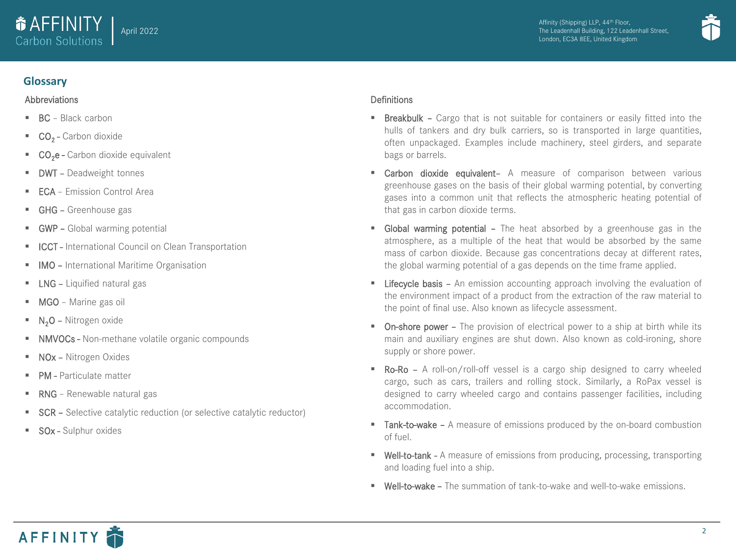## Glossary

### Abbreviations

- **BC** – Black carbon
- **$CO_2$** – Carbon dioxide
- **$CO_2e$** – Carbon dioxide equivalent
- **DWT** – Deadweight tonnes
- **ECA** – Emission Control Area
- **GHG** – Greenhouse gas
- **GWP** – Global warming potential
- **ICCT** – International Council on Clean Transportation
- **IMO** – International Maritime Organisation
- **LNG** – Liquified natural gas
- **MGO** – Marine gas oil
- **$N_2O$** – Nitrogen oxide
- **NMVOCs** – Non-methane volatile organic compounds
- **NOx** – Nitrogen Oxides
- **PM** – Particulate matter
- **RNG** – Renewable natural gas
- **SCR** – Selective catalytic reduction (or selective catalytic reductor)
- **SOx** – Sulphur oxides

### Definitions

- **Breakbulk** – Cargo that is not suitable for containers or easily fitted into the hulls of tankers and dry bulk carriers, so is transported in large quantities, often unpackaged. Examples include machinery, steel girders, and separate bags or barrels.
- **Carbon dioxide equivalent**– A measure of comparison between various greenhouse gases on the basis of their global warming potential, by converting gases into a common unit that reflects the atmospheric heating potential of that gas in carbon dioxide terms.
- **Global warming potential** – The heat absorbed by a greenhouse gas in the atmosphere, as a multiple of the heat that would be absorbed by the same mass of carbon dioxide. Because gas concentrations decay at different rates, the global warming potential of a gas depends on the time frame applied.
- **Lifecycle basis** – An emission accounting approach involving the evaluation of the environment impact of a product from the extraction of the raw material to the point of final use. Also known as lifecycle assessment.
- **On-shore power** – The provision of electrical power to a ship at birth while its main and auxiliary engines are shut down. Also known as cold-ironing, shore supply or shore power.
- **Ro-Ro** – A roll-on/roll-off vessel is a cargo ship designed to carry wheeled cargo, such as cars, trailers and rolling stock. Similarly, a RoPax vessel is designed to carry wheeled cargo and contains passenger facilities, including accommodation.
- **Tank-to-wake** – A measure of emissions produced by the on-board combustion of fuel.
- **Well-to-tank** - A measure of emissions from producing, processing, transporting and loading fuel into a ship.
- **Well-to-wake** – The summation of tank-to-wake and well-to-wake emissions.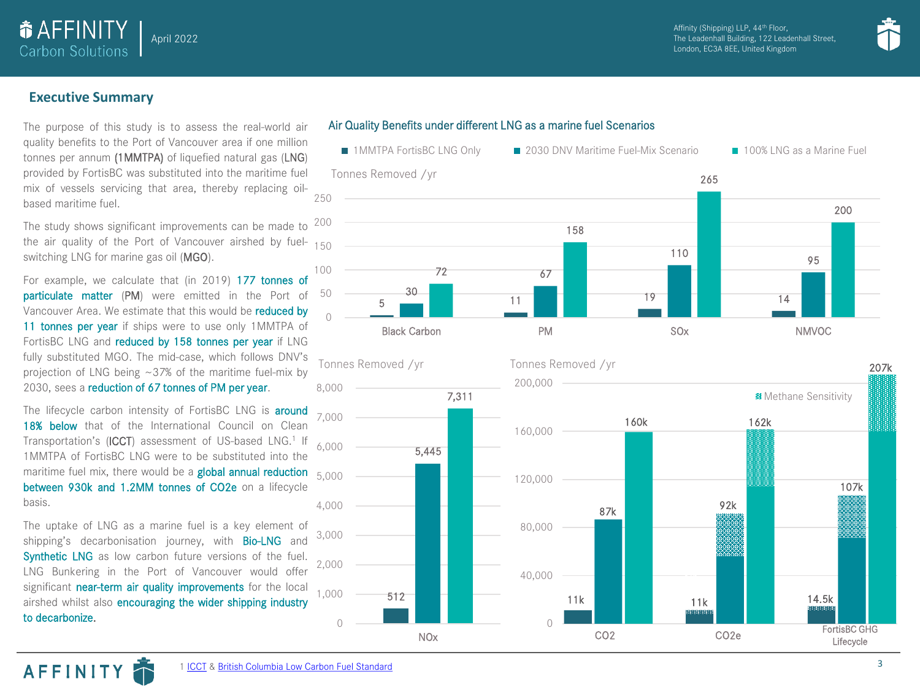## Executive Summary

The purpose of this study is to assess the real-world air quality benefits to the Port of Vancouver area if one million tonnes per annum (1MMTPA) of liquefied natural gas (LNG) provided by FortisBC was substituted into the maritime fuel mix of vessels servicing that area, thereby replacing oil-based maritime fuel.

The study shows significant improvements can be made to the air quality of the Port of Vancouver airshed by fuel-switching LNG for marine gas oil (MGO).

For example, we calculate that (in 2019) 177 tonnes of particulate matter (PM) were emitted in the Port of Vancouver Area. We estimate that this would be reduced by 11 tonnes per year if ships were to use only 1MMTPA of FortisBC LNG and reduced by 158 tonnes per year if LNG fully substituted MGO. The mid-case, which follows DNV's projection of LNG being ~37% of the maritime fuel-mix by 2030, sees a reduction of 67 tonnes of PM per year.

The lifecycle carbon intensity of FortisBC LNG is around 18% below that of the International Council on Clean Transportation's (ICCT) assessment of US-based LNG.[1] If 1MMTPA of FortisBC LNG were to be substituted into the maritime fuel mix, there would be a global annual reduction between 930k and 1.2MM tonnes of CO2e on a lifecycle basis.

The uptake of LNG as a marine fuel is a key element of shipping's decarbonisation journey, with Bio-LNG and Synthetic LNG as low carbon future versions of the fuel. LNG Bunkering in the Port of Vancouver would offer significant near-term air quality improvements for the local airshed whilst also encouraging the wider shipping industry to decarbonize.

### Air Quality Benefits under different LNG as a marine fuel Scenarios

Tonnes Removed /yr

| | 1MMTPA FortisBC LNG Only | 2030 DNV Maritime Fuel-Mix Scenario | 100% LNG as a Marine Fuel |
|---|---|---|---|
| Black Carbon | 5 | 30 | 72 |
| PM | 11 | 67 | 158 |
| SOx | 19 | 110 | 265 |
| NMVOC | 14 | 95 | 200 |
| NOx | 512 | 5,445 | 7,311 |
| CO2 | 11k | 87k | 160k |
| CO2e | 11k | 92k | 162k |
| FortisBC GHG Lifecycle | 14.5k | 107k | 207k |

Methane Sensitivity

1 ICCT & British Columbia Low Carbon Fuel Standard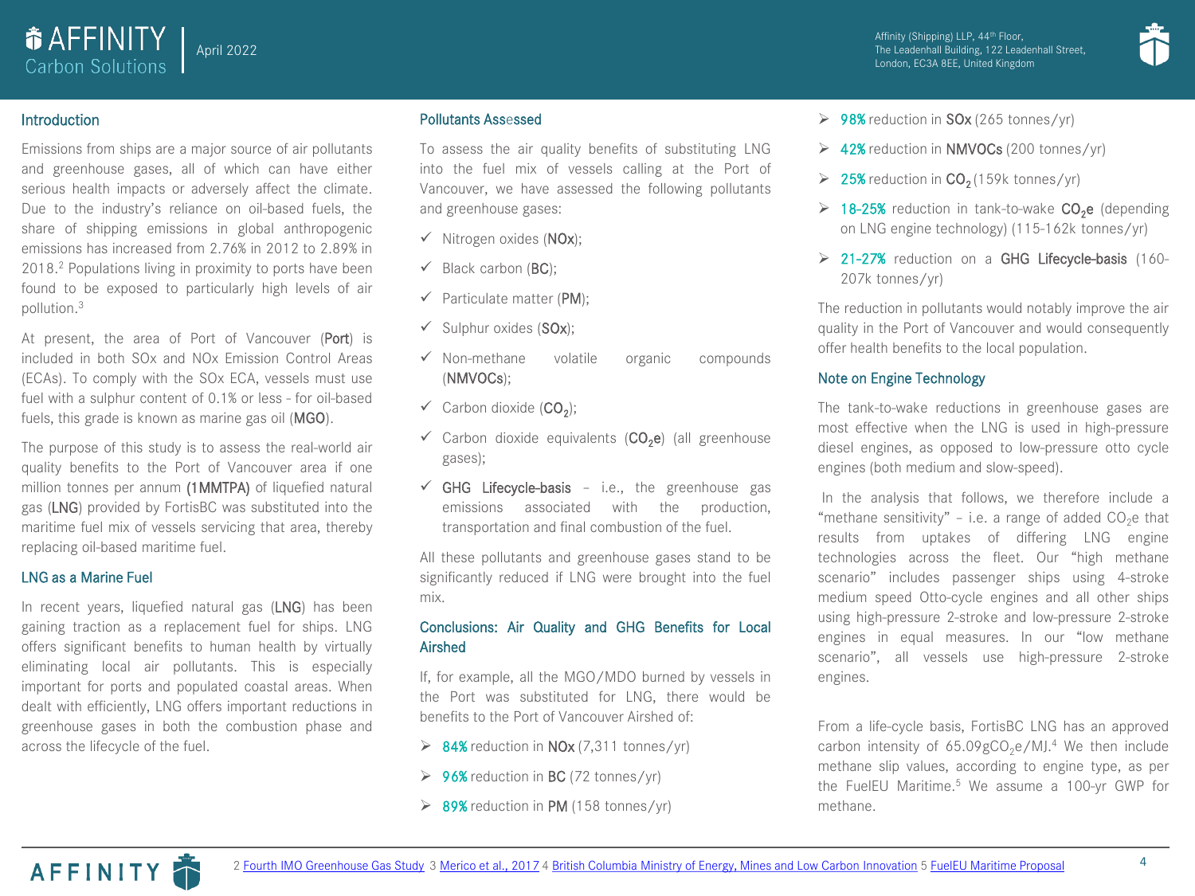## Introduction

Emissions from ships are a major source of air pollutants and greenhouse gases, all of which can have either serious health impacts or adversely affect the climate. Due to the industry's reliance on oil-based fuels, the share of shipping emissions in global anthropogenic emissions has increased from 2.76% in 2012 to 2.89% in 2018.[2] Populations living in proximity to ports have been found to be exposed to particularly high levels of air pollution.[3]

At present, the area of Port of Vancouver (**Port**) is included in both SOx and NOx Emission Control Areas (ECAs). To comply with the SOx ECA, vessels must use fuel with a sulphur content of 0.1% or less - for oil-based fuels, this grade is known as marine gas oil (**MGO**).

The purpose of this study is to assess the real-world air quality benefits to the Port of Vancouver area if one million tonnes per annum (**1MMTPA**) of liquefied natural gas (**LNG**) provided by FortisBC was substituted into the maritime fuel mix of vessels servicing that area, thereby replacing oil-based maritime fuel.

## LNG as a Marine Fuel

In recent years, liquefied natural gas (**LNG**) has been gaining traction as a replacement fuel for ships. LNG offers significant benefits to human health by virtually eliminating local air pollutants. This is especially important for ports and populated coastal areas. When dealt with efficiently, LNG offers important reductions in greenhouse gases in both the combustion phase and across the lifecycle of the fuel.

## Pollutants Assessed

To assess the air quality benefits of substituting LNG into the fuel mix of vessels calling at the Port of Vancouver, we have assessed the following pollutants and greenhouse gases:

- ✓ Nitrogen oxides (**NOx**);
- ✓ Black carbon (**BC**);
- ✓ Particulate matter (**PM**);
- ✓ Sulphur oxides (**SOx**);
- ✓ Non-methane volatile organic compounds (**NMVOCs**);
- ✓ Carbon dioxide (**$CO_2$**);
- ✓ Carbon dioxide equivalents (**$CO_2e$**) (all greenhouse gases);
- ✓ **GHG Lifecycle-basis** – i.e., the greenhouse gas emissions associated with the production, transportation and final combustion of the fuel.

All these pollutants and greenhouse gases stand to be significantly reduced if LNG were brought into the fuel mix.

## Conclusions: Air Quality and GHG Benefits for Local Airshed

If, for example, all the MGO/MDO burned by vessels in the Port was substituted for LNG, there would be benefits to the Port of Vancouver Airshed of:

- **84%** reduction in **NOx** (7,311 tonnes/yr)
- **96%** reduction in **BC** (72 tonnes/yr)
- **89%** reduction in **PM** (158 tonnes/yr)
- **98%** reduction in **SOx** (265 tonnes/yr)
- **42%** reduction in **NMVOCs** (200 tonnes/yr)
- **25%** reduction in **$CO_2$** (159k tonnes/yr)
- **18-25%** reduction in tank-to-wake **$CO_2e$** (depending on LNG engine technology) (115-162k tonnes/yr)
- **21-27%** reduction on a **GHG Lifecycle-basis** (160-207k tonnes/yr)

The reduction in pollutants would notably improve the air quality in the Port of Vancouver and would consequently offer health benefits to the local population.

## Note on Engine Technology

The tank-to-wake reductions in greenhouse gases are most effective when the LNG is used in high-pressure diesel engines, as opposed to low-pressure otto cycle engines (both medium and slow-speed).

In the analysis that follows, we therefore include a "methane sensitivity" – i.e. a range of added $CO_2e$ that results from uptakes of differing LNG engine technologies across the fleet. Our "high methane scenario" includes passenger ships using 4-stroke medium speed Otto-cycle engines and all other ships using high-pressure 2-stroke and low-pressure 2-stroke engines in equal measures. In our "low methane scenario", all vessels use high-pressure 2-stroke engines.

From a life-cycle basis, FortisBC LNG has an approved carbon intensity of 65.09g$CO_2e$/MJ.[4] We then include methane slip values, according to engine type, as per the FuelEU Maritime.[5] We assume a 100-yr GWP for methane.

2 Fourth IMO Greenhouse Gas Study 3 Merico et al., 2017 4 British Columbia Ministry of Energy, Mines and Low Carbon Innovation 5 FuelEU Maritime Proposal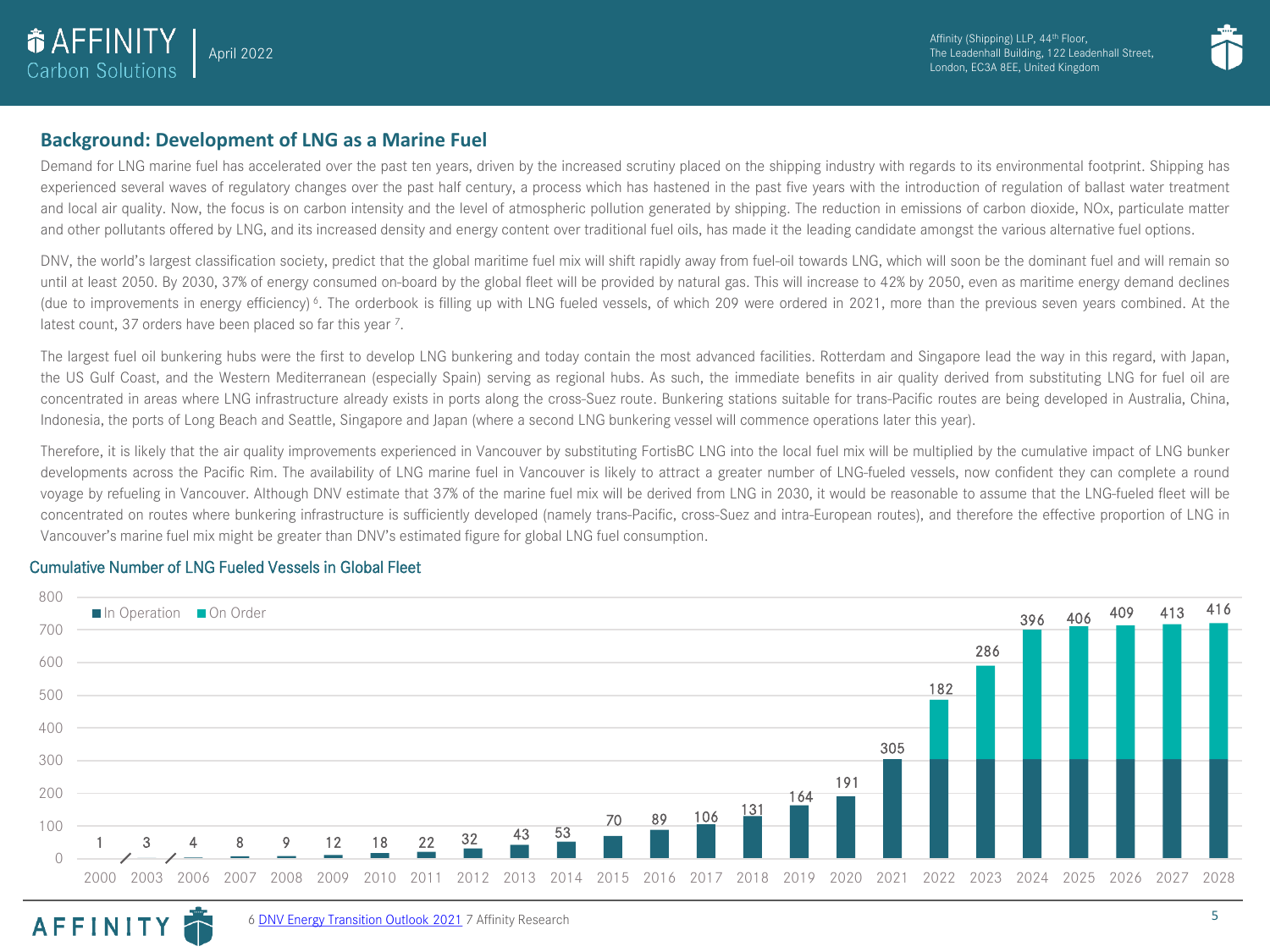## Background: Development of LNG as a Marine Fuel

Demand for LNG marine fuel has accelerated over the past ten years, driven by the increased scrutiny placed on the shipping industry with regards to its environmental footprint. Shipping has experienced several waves of regulatory changes over the past half century, a process which has hastened in the past five years with the introduction of regulation of ballast water treatment and local air quality. Now, the focus is on carbon intensity and the level of atmospheric pollution generated by shipping. The reduction in emissions of carbon dioxide, NOx, particulate matter and other pollutants offered by LNG, and its increased density and energy content over traditional fuel oils, has made it the leading candidate amongst the various alternative fuel options.

DNV, the world's largest classification society, predict that the global maritime fuel mix will shift rapidly away from fuel-oil towards LNG, which will soon be the dominant fuel and will remain so until at least 2050. By 2030, 37% of energy consumed on-board by the global fleet will be provided by natural gas. This will increase to 42% by 2050, even as maritime energy demand declines (due to improvements in energy efficiency) [6]. The orderbook is filling up with LNG fueled vessels, of which 209 were ordered in 2021, more than the previous seven years combined. At the latest count, 37 orders have been placed so far this year [7].

The largest fuel oil bunkering hubs were the first to develop LNG bunkering and today contain the most advanced facilities. Rotterdam and Singapore lead the way in this regard, with Japan, the US Gulf Coast, and the Western Mediterranean (especially Spain) serving as regional hubs. As such, the immediate benefits in air quality derived from substituting LNG for fuel oil are concentrated in areas where LNG infrastructure already exists in ports along the cross-Suez route. Bunkering stations suitable for trans-Pacific routes are being developed in Australia, China, Indonesia, the ports of Long Beach and Seattle, Singapore and Japan (where a second LNG bunkering vessel will commence operations later this year).

Therefore, it is likely that the air quality improvements experienced in Vancouver by substituting FortisBC LNG into the local fuel mix will be multiplied by the cumulative impact of LNG bunker developments across the Pacific Rim. The availability of LNG marine fuel in Vancouver is likely to attract a greater number of LNG-fueled vessels, now confident they can complete a round voyage by refueling in Vancouver. Although DNV estimate that 37% of the marine fuel mix will be derived from LNG in 2030, it would be reasonable to assume that the LNG-fueled fleet will be concentrated on routes where bunkering infrastructure is sufficiently developed (namely trans-Pacific, cross-Suez and intra-European routes), and therefore the effective proportion of LNG in Vancouver's marine fuel mix might be greater than DNV's estimated figure for global LNG fuel consumption.

### Cumulative Number of LNG Fueled Vessels in Global Fleet

| Year | Value shown (In Operation / On Order) |
|---|---|
| 2000 | 1 |
| 2003 | 3 |
| 2006 | 4 |
| 2007 | 8 |
| 2008 | 9 |
| 2009 | 12 |
| 2010 | 18 |
| 2011 | 22 |
| 2012 | 32 |
| 2013 | 43 |
| 2014 | 53 |
| 2015 | 70 |
| 2016 | 89 |
| 2017 | 106 |
| 2018 | 131 |
| 2019 | 164 |
| 2020 | 191 |
| 2021 | 305 |
| 2022 | 182 |
| 2023 | 286 |
| 2024 | 396 |
| 2025 | 406 |
| 2026 | 409 |
| 2027 | 413 |
| 2028 | 416 |

6 DNV Energy Transition Outlook 2021 7 Affinity Research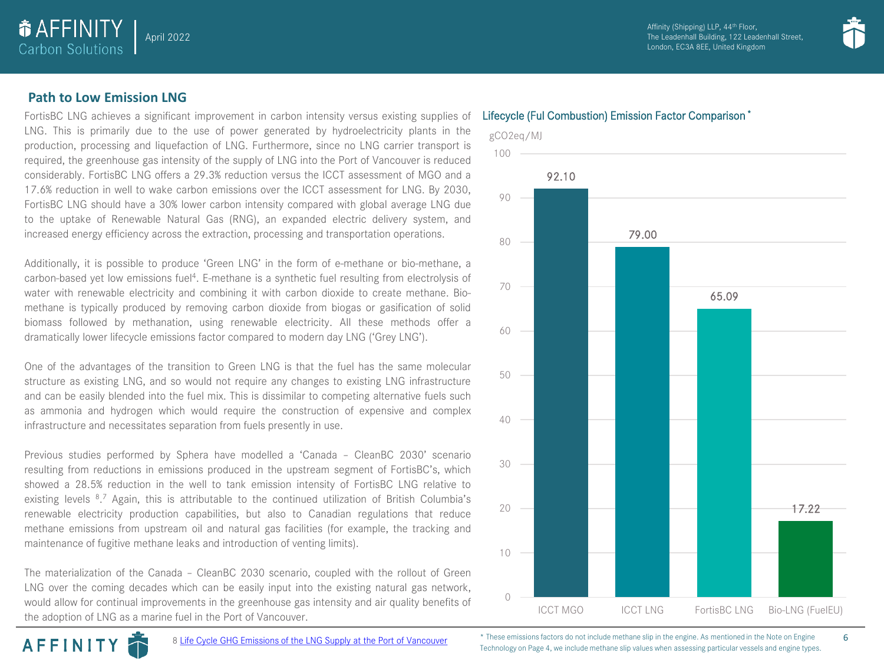## Path to Low Emission LNG

FortisBC LNG achieves a significant improvement in carbon intensity versus existing supplies of LNG. This is primarily due to the use of power generated by hydroelectricity plants in the production, processing and liquefaction of LNG. Furthermore, since no LNG carrier transport is required, the greenhouse gas intensity of the supply of LNG into the Port of Vancouver is reduced considerably. FortisBC LNG offers a 29.3% reduction versus the ICCT assessment of MGO and a 17.6% reduction in well to wake carbon emissions over the ICCT assessment for LNG. By 2030, FortisBC LNG should have a 30% lower carbon intensity compared with global average LNG due to the uptake of Renewable Natural Gas (RNG), an expanded electric delivery system, and increased energy efficiency across the extraction, processing and transportation operations.

Additionally, it is possible to produce 'Green LNG' in the form of e-methane or bio-methane, a carbon-based yet low emissions fuel[4]. E-methane is a synthetic fuel resulting from electrolysis of water with renewable electricity and combining it with carbon dioxide to create methane. Bio-methane is typically produced by removing carbon dioxide from biogas or gasification of solid biomass followed by methanation, using renewable electricity. All these methods offer a dramatically lower lifecycle emissions factor compared to modern day LNG ('Grey LNG').

One of the advantages of the transition to Green LNG is that the fuel has the same molecular structure as existing LNG, and so would not require any changes to existing LNG infrastructure and can be easily blended into the fuel mix. This is dissimilar to competing alternative fuels such as ammonia and hydrogen which would require the construction of expensive and complex infrastructure and necessitates separation from fuels presently in use.

Previous studies performed by Sphera have modelled a 'Canada – CleanBC 2030' scenario resulting from reductions in emissions produced in the upstream segment of FortisBC's, which showed a 28.5% reduction in the well to tank emission intensity of FortisBC LNG relative to existing levels [8,7] Again, this is attributable to the continued utilization of British Columbia's renewable electricity production capabilities, but also to Canadian regulations that reduce methane emissions from upstream oil and natural gas facilities (for example, the tracking and maintenance of fugitive methane leaks and introduction of venting limits).

The materialization of the Canada – CleanBC 2030 scenario, coupled with the rollout of Green LNG over the coming decades which can be easily input into the existing natural gas network, would allow for continual improvements in the greenhouse gas intensity and air quality benefits of the adoption of LNG as a marine fuel in the Port of Vancouver.

### Lifecycle (Ful Combustion) Emission Factor Comparison *

gCO2eq/MJ

| Fuel | gCO2eq/MJ |
| --- | --- |
| ICCT MGO | 92.10 |
| ICCT LNG | 79.00 |
| FortisBC LNG | 65.09 |
| Bio-LNG (FuelEU) | 17.22 |

\* These emissions factors do not include methane slip in the engine. As mentioned in the Note on Engine Technology on Page 4, we include methane slip values when assessing particular vessels and engine types.

8 Life Cycle GHG Emissions of the LNG Supply at the Port of Vancouver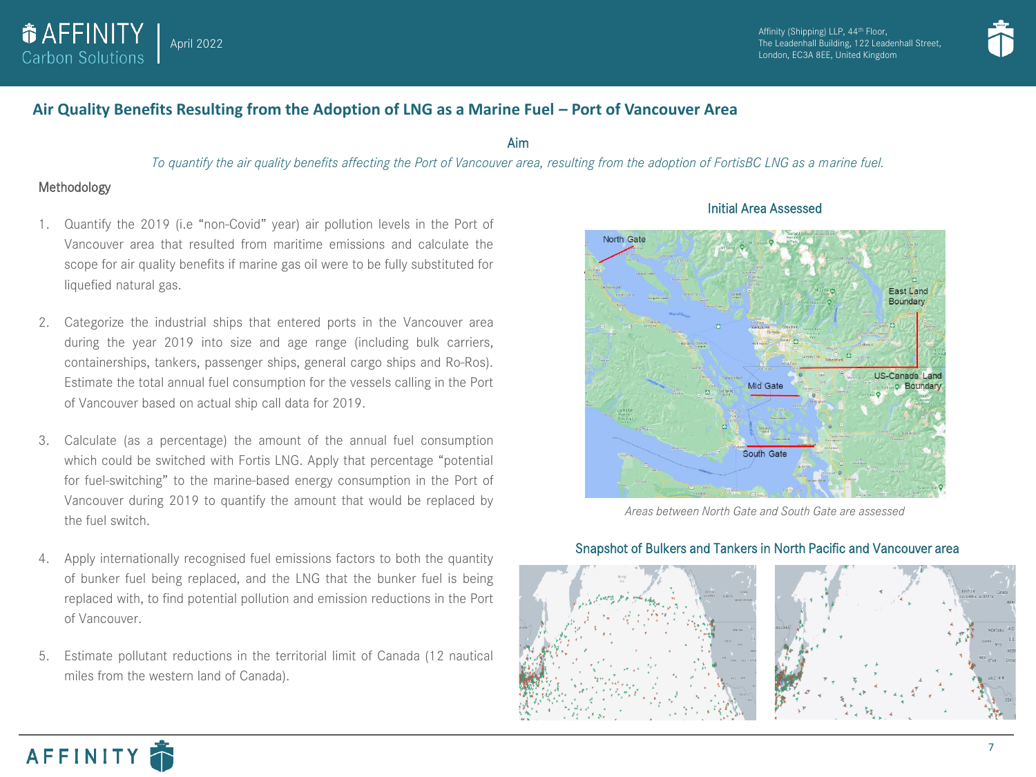## Air Quality Benefits Resulting from the Adoption of LNG as a Marine Fuel – Port of Vancouver Area

### Aim

*To quantify the air quality benefits affecting the Port of Vancouver area, resulting from the adoption of FortisBC LNG as a marine fuel.*

### Methodology

1. Quantify the 2019 (i.e "non-Covid" year) air pollution levels in the Port of Vancouver area that resulted from maritime emissions and calculate the scope for air quality benefits if marine gas oil were to be fully substituted for liquefied natural gas.
2. Categorize the industrial ships that entered ports in the Vancouver area during the year 2019 into size and age range (including bulk carriers, containerships, tankers, passenger ships, general cargo ships and Ro-Ros). Estimate the total annual fuel consumption for the vessels calling in the Port of Vancouver based on actual ship call data for 2019.
3. Calculate (as a percentage) the amount of the annual fuel consumption which could be switched with Fortis LNG. Apply that percentage "potential for fuel-switching" to the marine-based energy consumption in the Port of Vancouver during 2019 to quantify the amount that would be replaced by the fuel switch.
4. Apply internationally recognised fuel emissions factors to both the quantity of bunker fuel being replaced, and the LNG that the bunker fuel is being replaced with, to find potential pollution and emission reductions in the Port of Vancouver.
5. Estimate pollutant reductions in the territorial limit of Canada (12 nautical miles from the western land of Canada).

### Initial Area Assessed

*Areas between North Gate and South Gate are assessed*

### Snapshot of Bulkers and Tankers in North Pacific and Vancouver area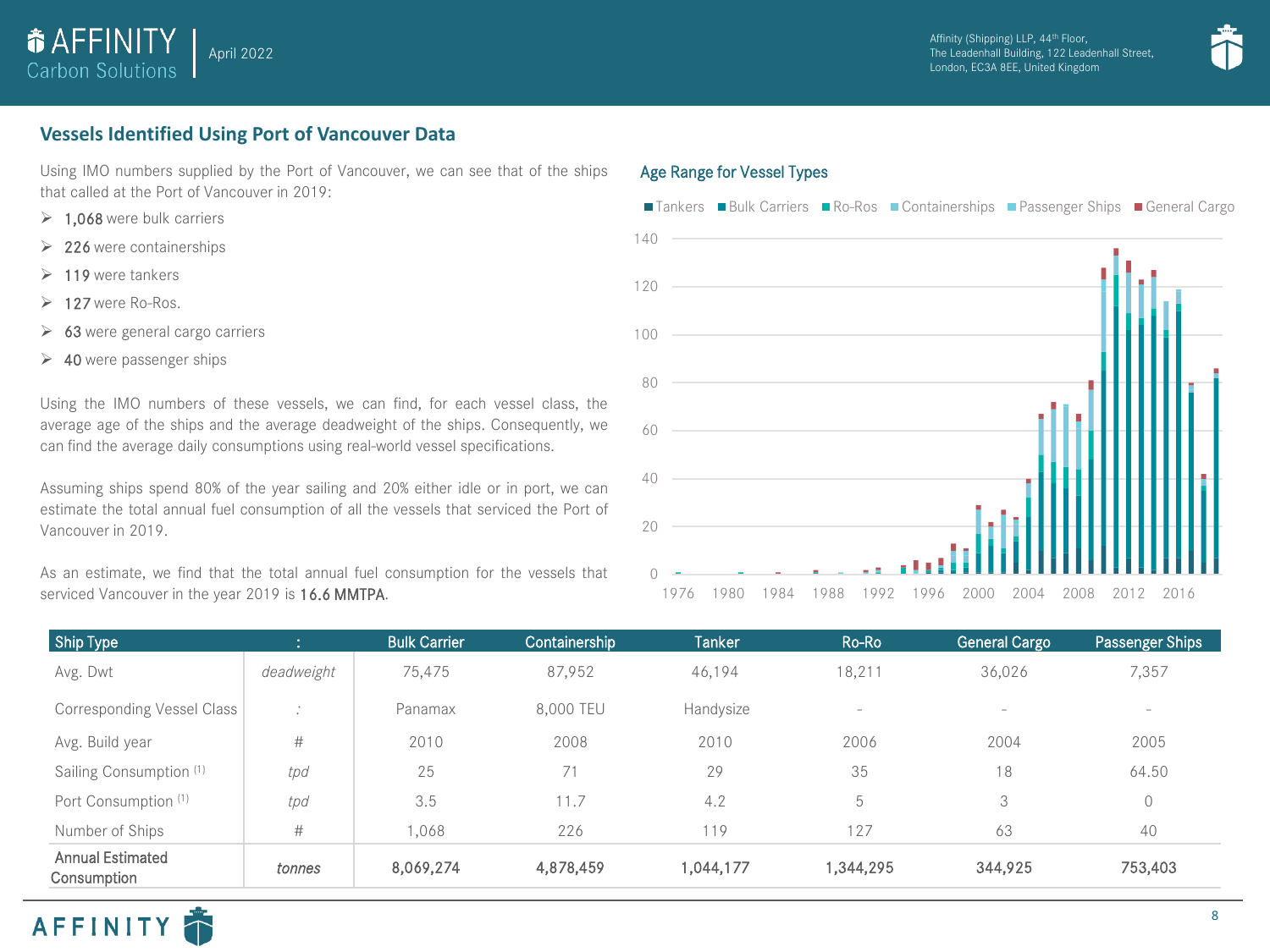## Vessels Identified Using Port of Vancouver Data

Using IMO numbers supplied by the Port of Vancouver, we can see that of the ships that called at the Port of Vancouver in 2019:

- 1,068 were bulk carriers
- 226 were containerships
- 119 were tankers
- 127 were Ro-Ros.
- 63 were general cargo carriers
- 40 were passenger ships

Using the IMO numbers of these vessels, we can find, for each vessel class, the average age of the ships and the average deadweight of the ships. Consequently, we can find the average daily consumptions using real-world vessel specifications.

Assuming ships spend 80% of the year sailing and 20% either idle or in port, we can estimate the total annual fuel consumption of all the vessels that serviced the Port of Vancouver in 2019.

As an estimate, we find that the total annual fuel consumption for the vessels that serviced Vancouver in the year 2019 is **16.6 MMTPA**.

### Age Range for Vessel Types

Legend: Tankers, Bulk Carriers, Ro-Ros, Containerships, Passenger Ships, General Cargo

| Ship Type | : | Bulk Carrier | Containership | Tanker | Ro-Ro | General Cargo | Passenger Ships |
|---|---|---|---|---|---|---|---|
| Avg. Dwt | *deadweight* | 75,475 | 87,952 | 46,194 | 18,211 | 36,026 | 7,357 |
| Corresponding Vessel Class | : | Panamax | 8,000 TEU | Handysize | - | - | - |
| Avg. Build year | # | 2010 | 2008 | 2010 | 2006 | 2004 | 2005 |
| Sailing Consumption (1) | *tpd* | 25 | 71 | 29 | 35 | 18 | 64.50 |
| Port Consumption (1) | *tpd* | 3.5 | 11.7 | 4.2 | 5 | 3 | 0 |
| Number of Ships | # | 1,068 | 226 | 119 | 127 | 63 | 40 |
| **Annual Estimated Consumption** | *tonnes* | **8,069,274** | **4,878,459** | **1,044,177** | **1,344,295** | **344,925** | **753,403** |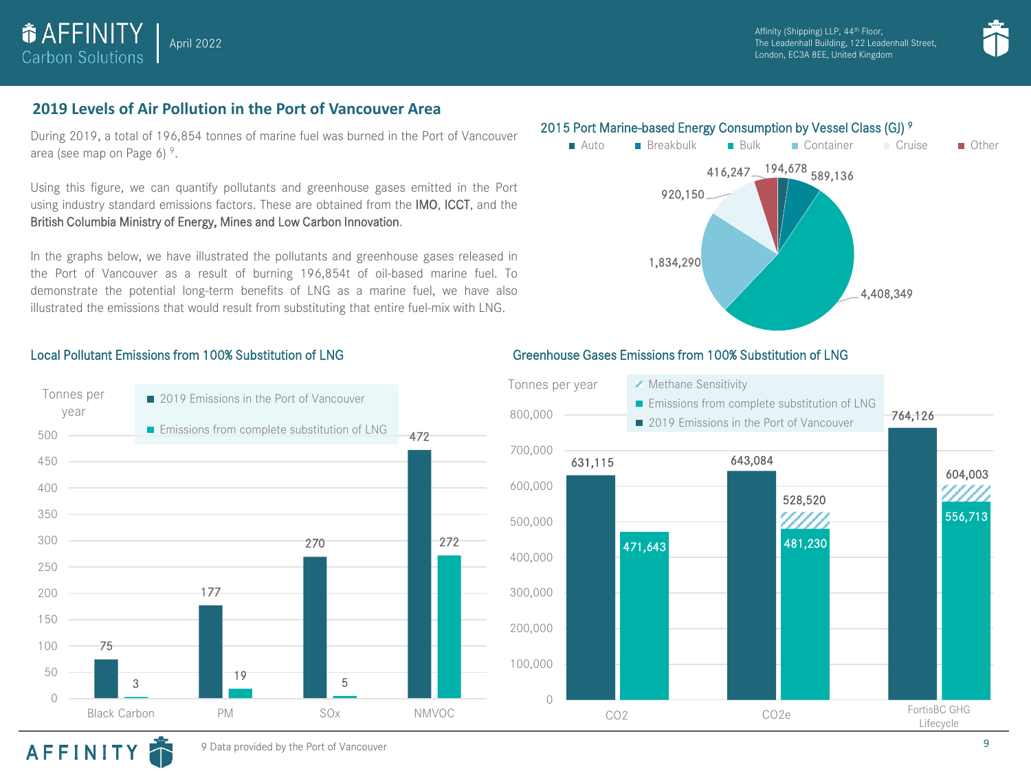## 2019 Levels of Air Pollution in the Port of Vancouver Area

During 2019, a total of 196,854 tonnes of marine fuel was burned in the Port of Vancouver area (see map on Page 6) [9].

Using this figure, we can quantify pollutants and greenhouse gases emitted in the Port using industry standard emissions factors. These are obtained from the **IMO**, **ICCT**, and the **British Columbia Ministry of Energy, Mines and Low Carbon Innovation**.

In the graphs below, we have illustrated the pollutants and greenhouse gases released in the Port of Vancouver as a result of burning 196,854t of oil-based marine fuel. To demonstrate the potential long-term benefits of LNG as a marine fuel, we have also illustrated the emissions that would result from substituting that entire fuel-mix with LNG.

### 2015 Port Marine-based Energy Consumption by Vessel Class (GJ) [9]

| Vessel Class | Energy Consumption (GJ) |
| --- | --- |
| Auto | 194,678 |
| Breakbulk | 589,136 |
| Bulk | 4,408,349 |
| Container | 1,834,290 |
| Cruise | 920,150 |
| Other | 416,247 |

### Local Pollutant Emissions from 100% Substitution of LNG

Tonnes per year

| Pollutant | 2019 Emissions in the Port of Vancouver | Emissions from complete substitution of LNG |
| --- | --- | --- |
| Black Carbon | 75 | 3 |
| PM | 177 | 19 |
| SOx | 270 | 5 |
| NMVOC | 472 | 272 |

### Greenhouse Gases Emissions from 100% Substitution of LNG

Tonnes per year

| | 2019 Emissions in the Port of Vancouver | Emissions from complete substitution of LNG | Methane Sensitivity |
| --- | --- | --- | --- |
| $CO_2$ | 631,115 | 471,643 | |
| $CO_2e$ | 643,084 | 481,230 | 528,520 |
| FortisBC GHG Lifecycle | 764,126 | 556,713 | 604,003 |

9 Data provided by the Port of Vancouver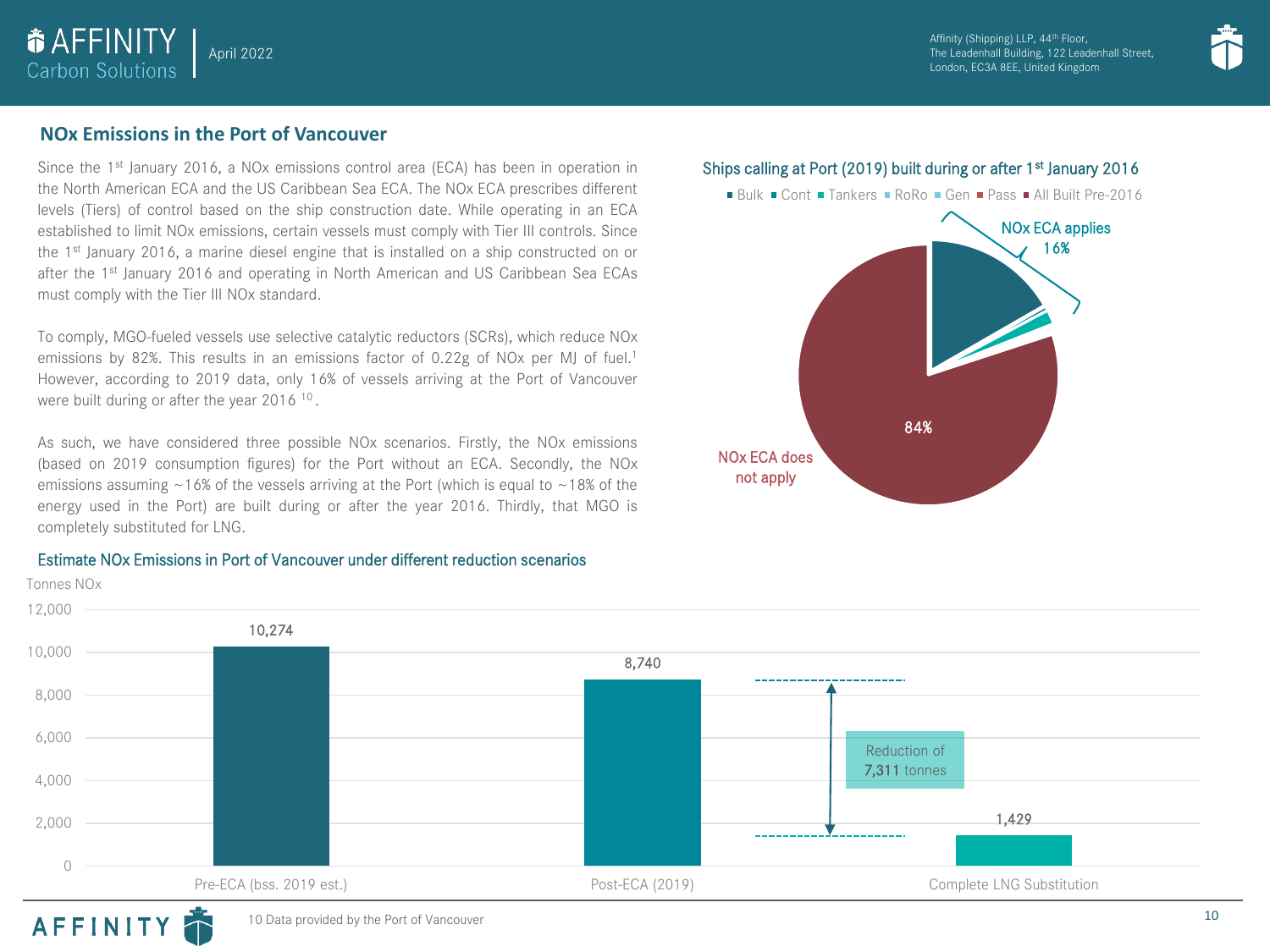## NOx Emissions in the Port of Vancouver

Since the 1st January 2016, a NOx emissions control area (ECA) has been in operation in the North American ECA and the US Caribbean Sea ECA. The NOx ECA prescribes different levels (Tiers) of control based on the ship construction date. While operating in an ECA established to limit NOx emissions, certain vessels must comply with Tier III controls. Since the 1st January 2016, a marine diesel engine that is installed on a ship constructed on or after the 1st January 2016 and operating in North American and US Caribbean Sea ECAs must comply with the Tier III NOx standard.

To comply, MGO-fueled vessels use selective catalytic reductors (SCRs), which reduce NOx emissions by 82%. This results in an emissions factor of 0.22g of NOx per MJ of fuel.[1] However, according to 2019 data, only 16% of vessels arriving at the Port of Vancouver were built during or after the year 2016 [10].

As such, we have considered three possible NOx scenarios. Firstly, the NOx emissions (based on 2019 consumption figures) for the Port without an ECA. Secondly, the NOx emissions assuming ~16% of the vessels arriving at the Port (which is equal to ~18% of the energy used in the Port) are built during or after the year 2016. Thirdly, that MGO is completely substituted for LNG.

**Ships calling at Port (2019) built during or after 1st January 2016**

Legend: Bulk, Cont, Tankers, RoRo, Gen, Pass, All Built Pre-2016

- NOx ECA applies: 16%
- NOx ECA does not apply: 84%

**Estimate NOx Emissions in Port of Vancouver under different reduction scenarios**

| Scenario | Tonnes NOx |
| --- | --- |
| Pre-ECA (bss. 2019 est.) | 10,274 |
| Post-ECA (2019) | 8,740 |
| Complete LNG Substitution | 1,429 |

Reduction of 7,311 tonnes

10 Data provided by the Port of Vancouver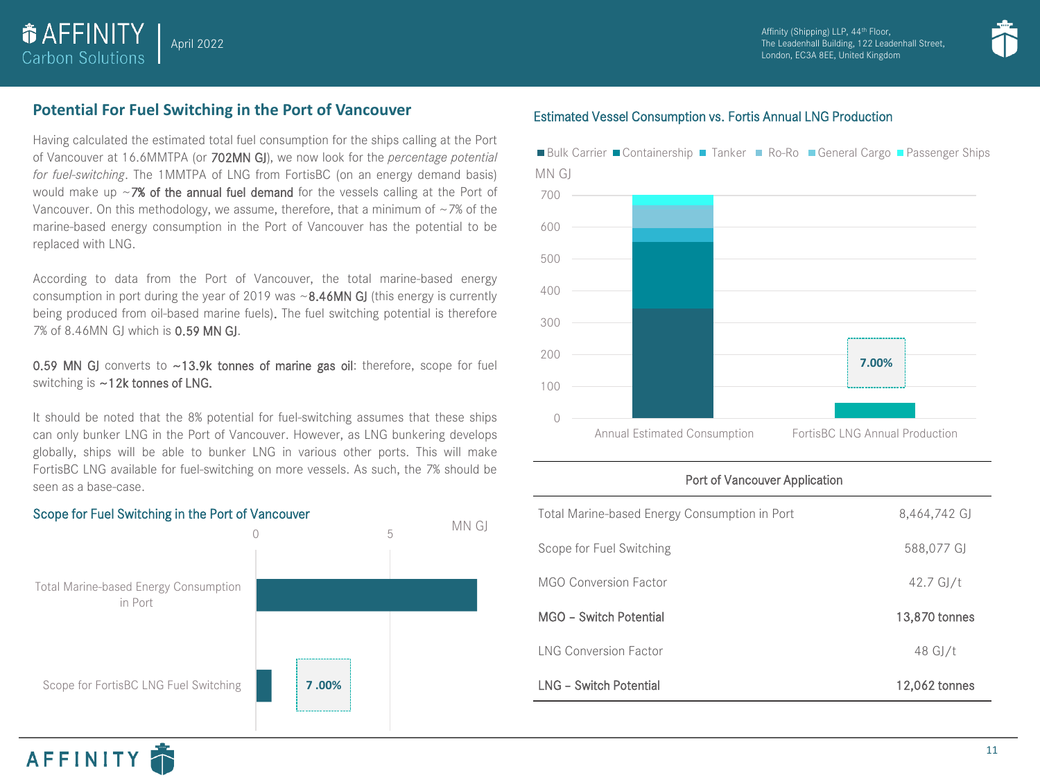## Potential For Fuel Switching in the Port of Vancouver

Having calculated the estimated total fuel consumption for the ships calling at the Port of Vancouver at 16.6MMTPA (or **702MN GJ**), we now look for the *percentage potential for fuel-switching*. The 1MMTPA of LNG from FortisBC (on an energy demand basis) would make up ~**7% of the annual fuel demand** for the vessels calling at the Port of Vancouver. On this methodology, we assume, therefore, that a minimum of ~7% of the marine-based energy consumption in the Port of Vancouver has the potential to be replaced with LNG.

According to data from the Port of Vancouver, the total marine-based energy consumption in port during the year of 2019 was ~**8.46MN GJ** (this energy is currently being produced from oil-based marine fuels). The fuel switching potential is therefore 7% of 8.46MN GJ which is **0.59 MN GJ**.

**0.59 MN GJ** converts to **~13.9k tonnes of marine gas oil**: therefore, scope for fuel switching is **~12k tonnes of LNG.**

It should be noted that the 8% potential for fuel-switching assumes that these ships can only bunker LNG in the Port of Vancouver. However, as LNG bunkering develops globally, ships will be able to bunker LNG in various other ports. This will make FortisBC LNG available for fuel-switching on more vessels. As such, the 7% should be seen as a base-case.

### Scope for Fuel Switching in the Port of Vancouver

MN GJ (axis: 0, 5)

- Total Marine-based Energy Consumption in Port
- Scope for FortisBC LNG Fuel Switching — 7.00%

### Estimated Vessel Consumption vs. Fortis Annual LNG Production

Legend: Bulk Carrier, Containership, Tanker, Ro-Ro, General Cargo, Passenger Ships

MN GJ (axis: 0–700)

- Annual Estimated Consumption
- FortisBC LNG Annual Production — 7.00%

| Port of Vancouver Application | |
|---|---|
| Total Marine-based Energy Consumption in Port | 8,464,742 GJ |
| Scope for Fuel Switching | 588,077 GJ |
| MGO Conversion Factor | 42.7 GJ/t |
| **MGO – Switch Potential** | **13,870 tonnes** |
| LNG Conversion Factor | 48 GJ/t |
| **LNG – Switch Potential** | **12,062 tonnes** |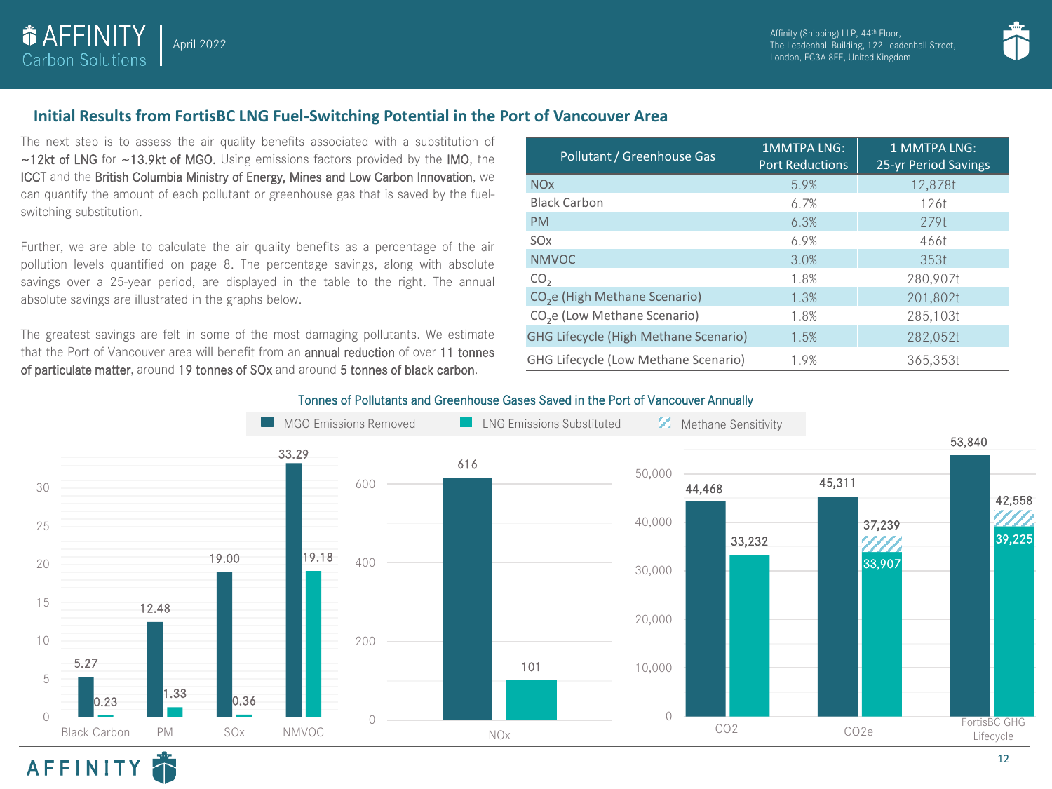## Initial Results from FortisBC LNG Fuel-Switching Potential in the Port of Vancouver Area

The next step is to assess the air quality benefits associated with a substitution of ~12kt of LNG for ~13.9kt of MGO. Using emissions factors provided by the IMO, the ICCT and the British Columbia Ministry of Energy, Mines and Low Carbon Innovation, we can quantify the amount of each pollutant or greenhouse gas that is saved by the fuel-switching substitution.

Further, we are able to calculate the air quality benefits as a percentage of the air pollution levels quantified on page 8. The percentage savings, along with absolute savings over a 25-year period, are displayed in the table to the right. The annual absolute savings are illustrated in the graphs below.

The greatest savings are felt in some of the most damaging pollutants. We estimate that the Port of Vancouver area will benefit from an annual reduction of over 11 tonnes of particulate matter, around 19 tonnes of SOx and around 5 tonnes of black carbon.

| Pollutant / Greenhouse Gas | 1MMTPA LNG: Port Reductions | 1 MMTPA LNG: 25-yr Period Savings |
|---|---|---|
| NOx | 5.9% | 12,878t |
| Black Carbon | 6.7% | 126t |
| PM | 6.3% | 279t |
| SOx | 6.9% | 466t |
| NMVOC | 3.0% | 353t |
| $CO_2$ | 1.8% | 280,907t |
| $CO_2e$ (High Methane Scenario) | 1.3% | 201,802t |
| $CO_2e$ (Low Methane Scenario) | 1.8% | 285,103t |
| GHG Lifecycle (High Methane Scenario) | 1.5% | 282,052t |
| GHG Lifecycle (Low Methane Scenario) | 1.9% | 365,353t |

### Tonnes of Pollutants and Greenhouse Gases Saved in the Port of Vancouver Annually

| | MGO Emissions Removed | LNG Emissions Substituted | Methane Sensitivity (upper value) |
|---|---|---|---|
| Black Carbon | 5.27 | 0.23 | |
| PM | 12.48 | 1.33 | |
| SOx | 19.00 | 0.36 | |
| NMVOC | 33.29 | 19.18 | |
| NOx | 616 | 101 | |
| CO2 | 44,468 | 33,232 | |
| CO2e | 45,311 | 33,907 | 37,239 |
| FortisBC GHG Lifecycle | 53,840 | 39,225 | 42,558 |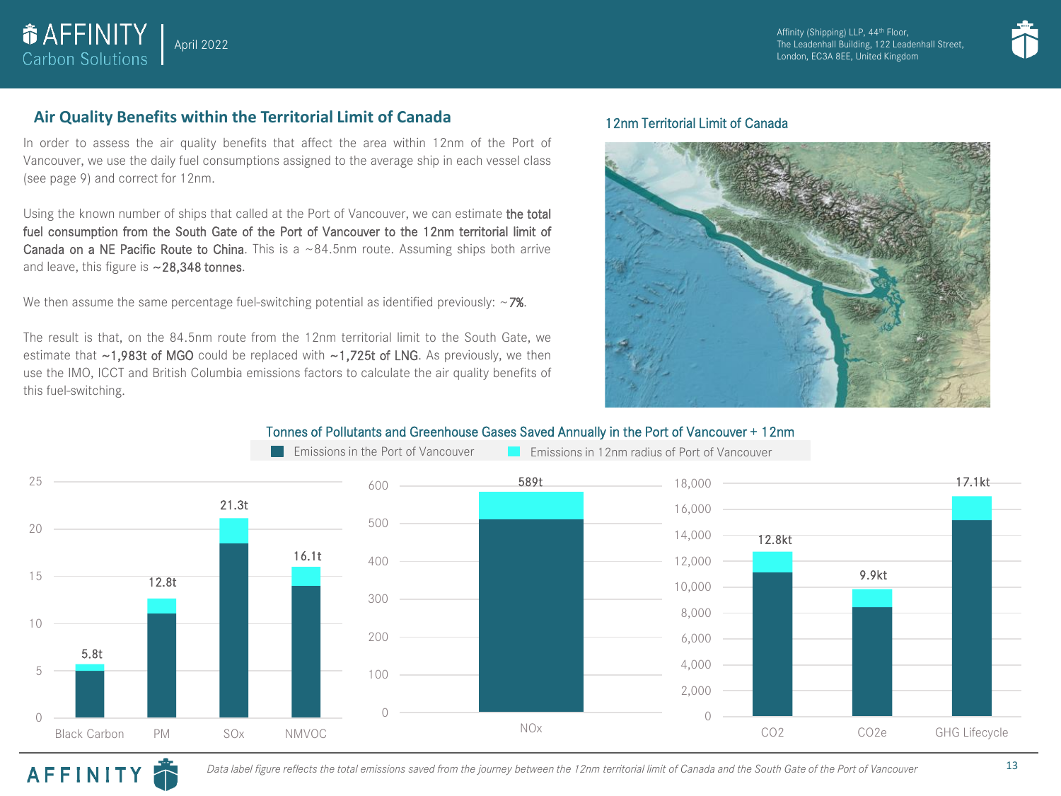## Air Quality Benefits within the Territorial Limit of Canada

In order to assess the air quality benefits that affect the area within 12nm of the Port of Vancouver, we use the daily fuel consumptions assigned to the average ship in each vessel class (see page 9) and correct for 12nm.

Using the known number of ships that called at the Port of Vancouver, we can estimate **the total fuel consumption from the South Gate of the Port of Vancouver to the 12nm territorial limit of Canada on a NE Pacific Route to China**. This is a ~84.5nm route. Assuming ships both arrive and leave, this figure is **~28,348 tonnes**.

We then assume the same percentage fuel-switching potential as identified previously: ~**7%**.

The result is that, on the 84.5nm route from the 12nm territorial limit to the South Gate, we estimate that **~1,983t of MGO** could be replaced with **~1,725t of LNG**. As previously, we then use the IMO, ICCT and British Columbia emissions factors to calculate the air quality benefits of this fuel-switching.

### 12nm Territorial Limit of Canada

### Tonnes of Pollutants and Greenhouse Gases Saved Annually in the Port of Vancouver + 12nm

| Pollutant | Total saved (Port of Vancouver + 12nm radius) |
|---|---|
| Black Carbon | 5.8t |
| PM | 12.8t |
| SOx | 21.3t |
| NMVOC | 16.1t |
| NOx | 589t |
| $CO_2$ | 12.8kt |
| $CO_2e$ | 9.9kt |
| GHG Lifecycle | 17.1kt |

Legend: Emissions in the Port of Vancouver; Emissions in 12nm radius of Port of Vancouver

*Data label figure reflects the total emissions saved from the journey between the 12nm territorial limit of Canada and the South Gate of the Port of Vancouver*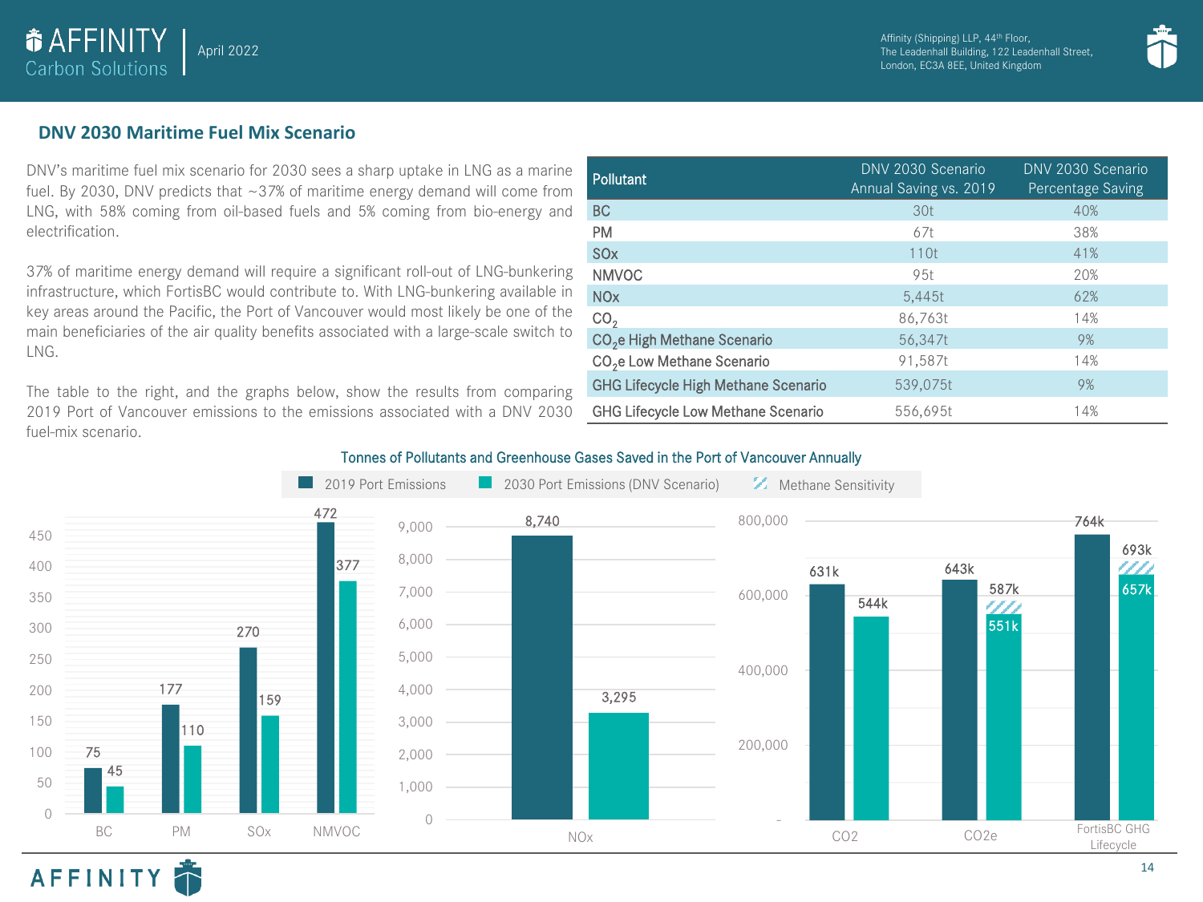## DNV 2030 Maritime Fuel Mix Scenario

DNV's maritime fuel mix scenario for 2030 sees a sharp uptake in LNG as a marine fuel. By 2030, DNV predicts that ~37% of maritime energy demand will come from LNG, with 58% coming from oil-based fuels and 5% coming from bio-energy and electrification.

37% of maritime energy demand will require a significant roll-out of LNG-bunkering infrastructure, which FortisBC would contribute to. With LNG-bunkering available in key areas around the Pacific, the Port of Vancouver would most likely be one of the main beneficiaries of the air quality benefits associated with a large-scale switch to LNG.

The table to the right, and the graphs below, show the results from comparing 2019 Port of Vancouver emissions to the emissions associated with a DNV 2030 fuel-mix scenario.

| Pollutant | DNV 2030 Scenario Annual Saving vs. 2019 | DNV 2030 Scenario Percentage Saving |
|---|---|---|
| BC | 30t | 40% |
| PM | 67t | 38% |
| SOx | 110t | 41% |
| NMVOC | 95t | 20% |
| NOx | 5,445t | 62% |
| $CO_2$ | 86,763t | 14% |
| $CO_2e$ High Methane Scenario | 56,347t | 9% |
| $CO_2e$ Low Methane Scenario | 91,587t | 14% |
| GHG Lifecycle High Methane Scenario | 539,075t | 9% |
| GHG Lifecycle Low Methane Scenario | 556,695t | 14% |

**Tonnes of Pollutants and Greenhouse Gases Saved in the Port of Vancouver Annually**

| Pollutant | 2019 Port Emissions | 2030 Port Emissions (DNV Scenario) | Methane Sensitivity (upper value) |
|---|---|---|---|
| BC | 75 | 45 | |
| PM | 177 | 110 | |
| SOx | 270 | 159 | |
| NMVOC | 472 | 377 | |
| NOx | 8,740 | 3,295 | |
| CO2 | 631k | 544k | |
| CO2e | 643k | 551k | 587k |
| FortisBC GHG Lifecycle | 764k | 657k | 693k |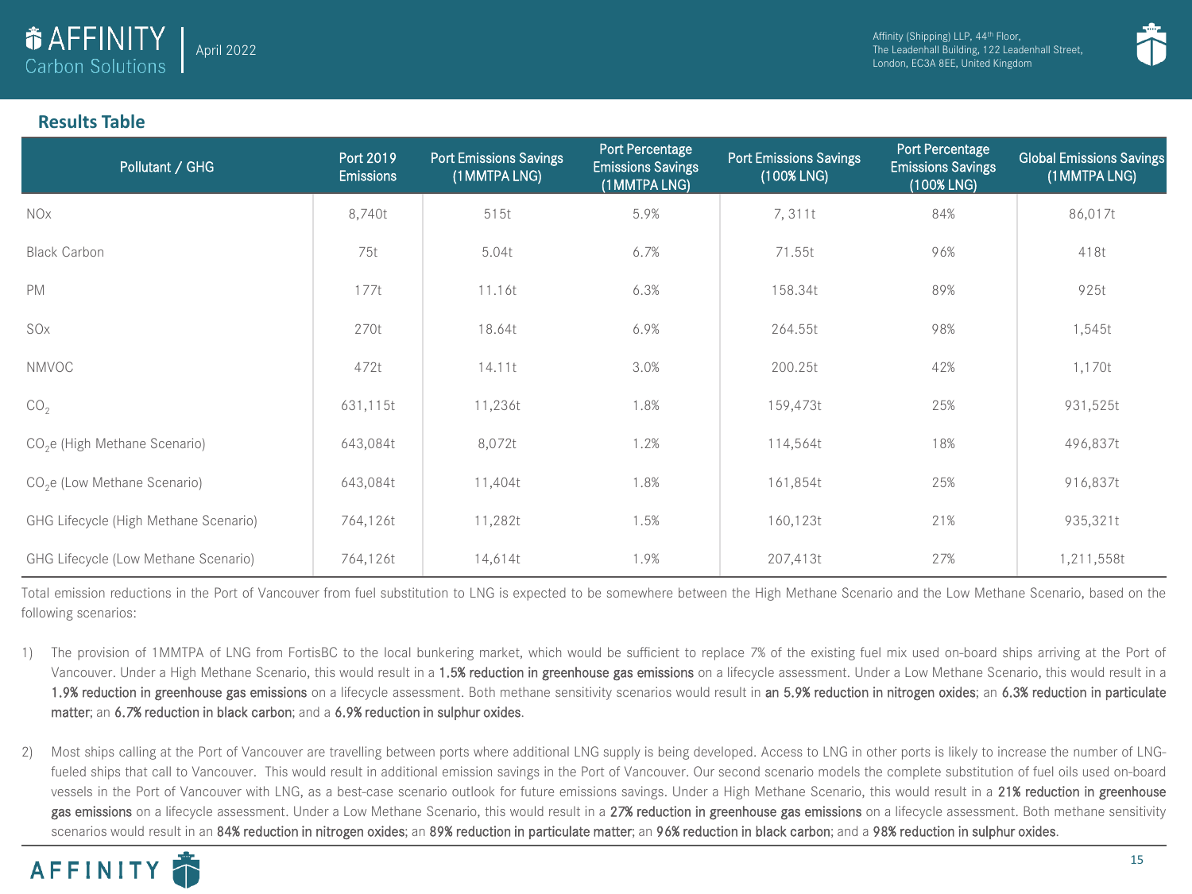## Results Table

| Pollutant / GHG | Port 2019 Emissions | Port Emissions Savings (1MMTPA LNG) | Port Percentage Emissions Savings (1MMTPA LNG) | Port Emissions Savings (100% LNG) | Port Percentage Emissions Savings (100% LNG) | Global Emissions Savings (1MMTPA LNG) |
|---|---|---|---|---|---|---|
| NOx | 8,740t | 515t | 5.9% | 7, 311t | 84% | 86,017t |
| Black Carbon | 75t | 5.04t | 6.7% | 71.55t | 96% | 418t |
| PM | 177t | 11.16t | 6.3% | 158.34t | 89% | 925t |
| SOx | 270t | 18.64t | 6.9% | 264.55t | 98% | 1,545t |
| NMVOC | 472t | 14.11t | 3.0% | 200.25t | 42% | 1,170t |
| $CO_2$ | 631,115t | 11,236t | 1.8% | 159,473t | 25% | 931,525t |
| $CO_2e$ (High Methane Scenario) | 643,084t | 8,072t | 1.2% | 114,564t | 18% | 496,837t |
| $CO_2e$ (Low Methane Scenario) | 643,084t | 11,404t | 1.8% | 161,854t | 25% | 916,837t |
| GHG Lifecycle (High Methane Scenario) | 764,126t | 11,282t | 1.5% | 160,123t | 21% | 935,321t |
| GHG Lifecycle (Low Methane Scenario) | 764,126t | 14,614t | 1.9% | 207,413t | 27% | 1,211,558t |

Total emission reductions in the Port of Vancouver from fuel substitution to LNG is expected to be somewhere between the High Methane Scenario and the Low Methane Scenario, based on the following scenarios:

1) The provision of 1MMTPA of LNG from FortisBC to the local bunkering market, which would be sufficient to replace 7% of the existing fuel mix used on-board ships arriving at the Port of Vancouver. Under a High Methane Scenario, this would result in a **1.5% reduction in greenhouse gas emissions** on a lifecycle assessment. Under a Low Methane Scenario, this would result in a **1.9% reduction in greenhouse gas emissions** on a lifecycle assessment. Both methane sensitivity scenarios would result in **an 5.9% reduction in nitrogen oxides**; an **6.3% reduction in particulate matter**; an **6.7% reduction in black carbon**; and a **6.9% reduction in sulphur oxides**.

2) Most ships calling at the Port of Vancouver are travelling between ports where additional LNG supply is being developed. Access to LNG in other ports is likely to increase the number of LNG-fueled ships that call to Vancouver. This would result in additional emission savings in the Port of Vancouver. Our second scenario models the complete substitution of fuel oils used on-board vessels in the Port of Vancouver with LNG, as a best-case scenario outlook for future emissions savings. Under a High Methane Scenario, this would result in a **21% reduction in greenhouse gas emissions** on a lifecycle assessment. Under a Low Methane Scenario, this would result in a **27% reduction in greenhouse gas emissions** on a lifecycle assessment. Both methane sensitivity scenarios would result in an **84% reduction in nitrogen oxides**; an **89% reduction in particulate matter**; an **96% reduction in black carbon**; and a **98% reduction in sulphur oxides**.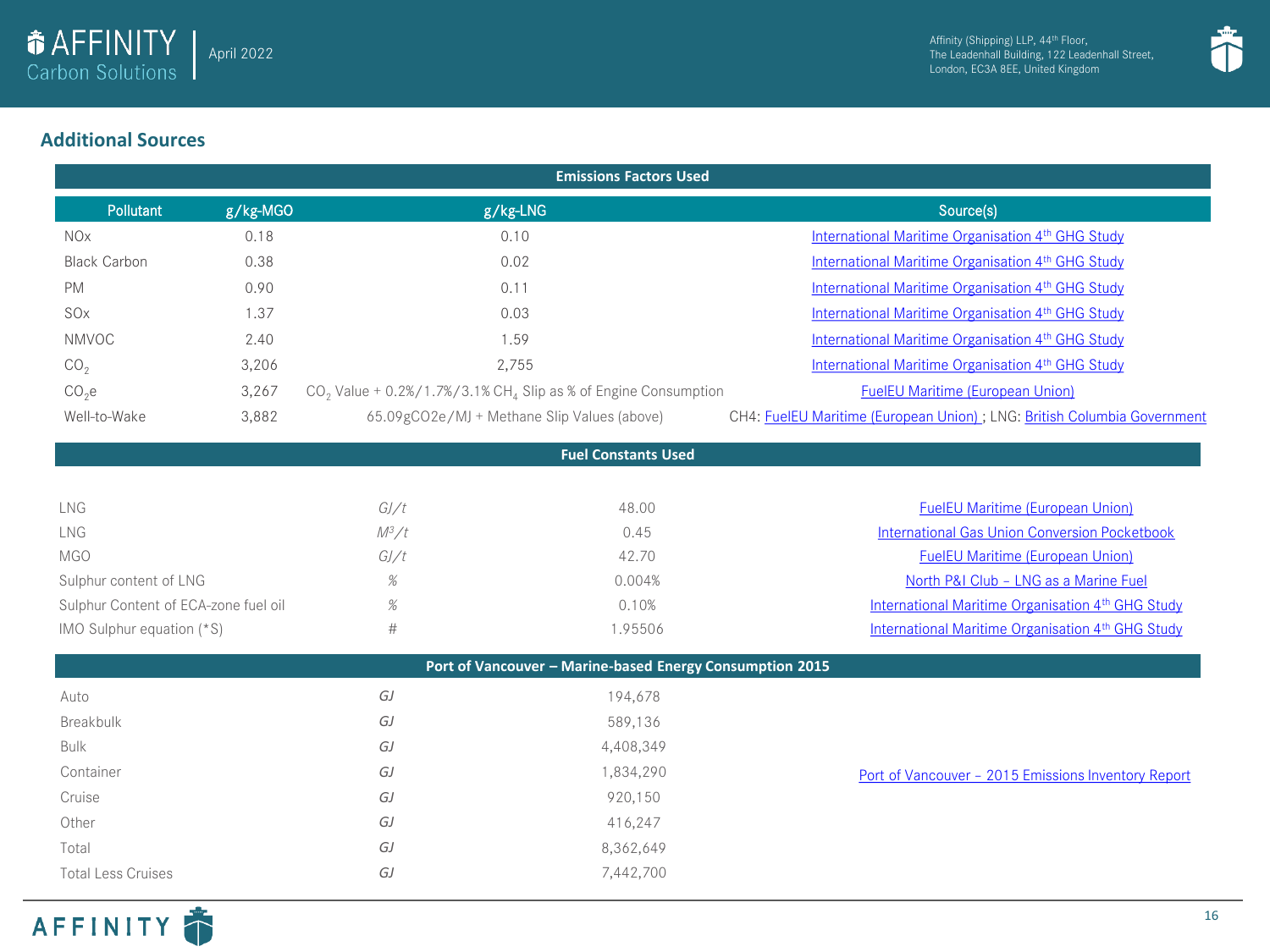## Additional Sources

| Emissions Factors Used | | | |
|---|---|---|---|
| Pollutant | g/kg-MGO | g/kg-LNG | Source(s) |
| NOx | 0.18 | 0.10 | International Maritime Organisation 4th GHG Study |
| Black Carbon | 0.38 | 0.02 | International Maritime Organisation 4th GHG Study |
| PM | 0.90 | 0.11 | International Maritime Organisation 4th GHG Study |
| SOx | 1.37 | 0.03 | International Maritime Organisation 4th GHG Study |
| NMVOC | 2.40 | 1.59 | International Maritime Organisation 4th GHG Study |
| $CO_2$ | 3,206 | 2,755 | International Maritime Organisation 4th GHG Study |
| $CO_2e$ | 3,267 | $CO_2$ Value + 0.2%/1.7%/3.1% $CH_4$ Slip as % of Engine Consumption | FuelEU Maritime (European Union) |
| Well-to-Wake | 3,882 | 65.09gCO2e/MJ + Methane Slip Values (above) | CH4: FuelEU Maritime (European Union) ; LNG: British Columbia Government |

| Fuel Constants Used | | | |
|---|---|---|---|
| LNG | GJ/t | 48.00 | FuelEU Maritime (European Union) |
| LNG | $M^3/t$ | 0.45 | International Gas Union Conversion Pocketbook |
| MGO | GJ/t | 42.70 | FuelEU Maritime (European Union) |
| Sulphur content of LNG | % | 0.004% | North P&I Club – LNG as a Marine Fuel |
| Sulphur Content of ECA-zone fuel oil | % | 0.10% | International Maritime Organisation 4th GHG Study |
| IMO Sulphur equation (*S) | # | 1.95506 | International Maritime Organisation 4th GHG Study |

| Port of Vancouver – Marine-based Energy Consumption 2015 | | | |
|---|---|---|---|
| Auto | GJ | 194,678 | Port of Vancouver – 2015 Emissions Inventory Report |
| Breakbulk | GJ | 589,136 | |
| Bulk | GJ | 4,408,349 | |
| Container | GJ | 1,834,290 | |
| Cruise | GJ | 920,150 | |
| Other | GJ | 416,247 | |
| Total | GJ | 8,362,649 | |
| Total Less Cruises | GJ | 7,442,700 | |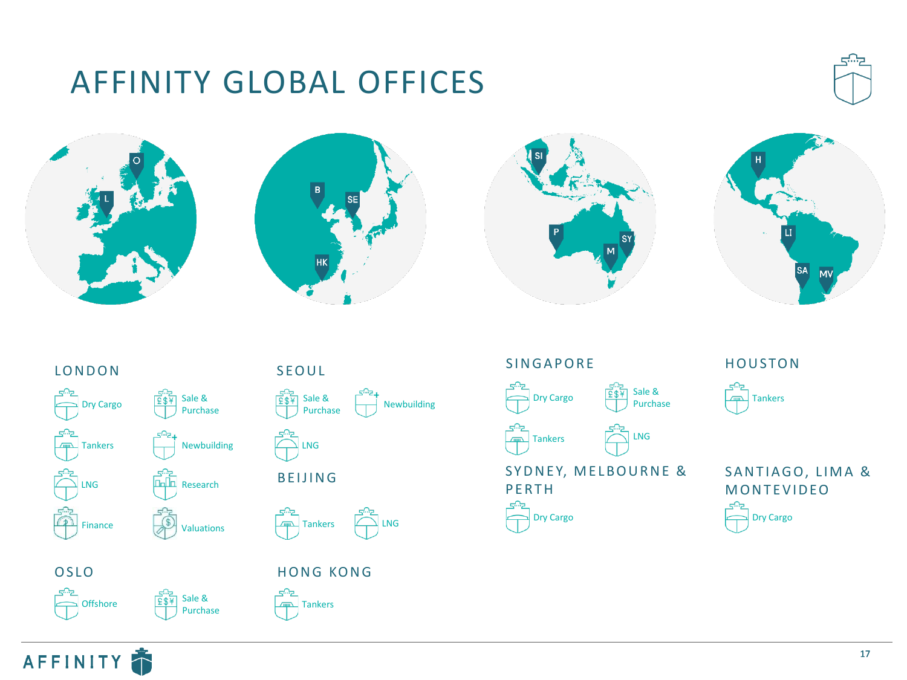# AFFINITY GLOBAL OFFICES

O
L
B
SE
HK
SI
P
M
SY
H
LI
SA
MV

## LONDON

- Dry Cargo
- Sale & Purchase
- Tankers
- Newbuilding
- LNG
- Research
- Finance
- Valuations

## OSLO

- Offshore
- Sale & Purchase

## SEOUL

- Sale & Purchase
- Newbuilding
- LNG

## BEIJING

- Tankers
- LNG

## HONG KONG

- Tankers

## SINGAPORE

- Dry Cargo
- Sale & Purchase
- Tankers
- LNG

## SYDNEY, MELBOURNE & PERTH

- Dry Cargo

## HOUSTON

- Tankers

## SANTIAGO, LIMA & MONTEVIDEO

- Dry Cargo

AFFINITY